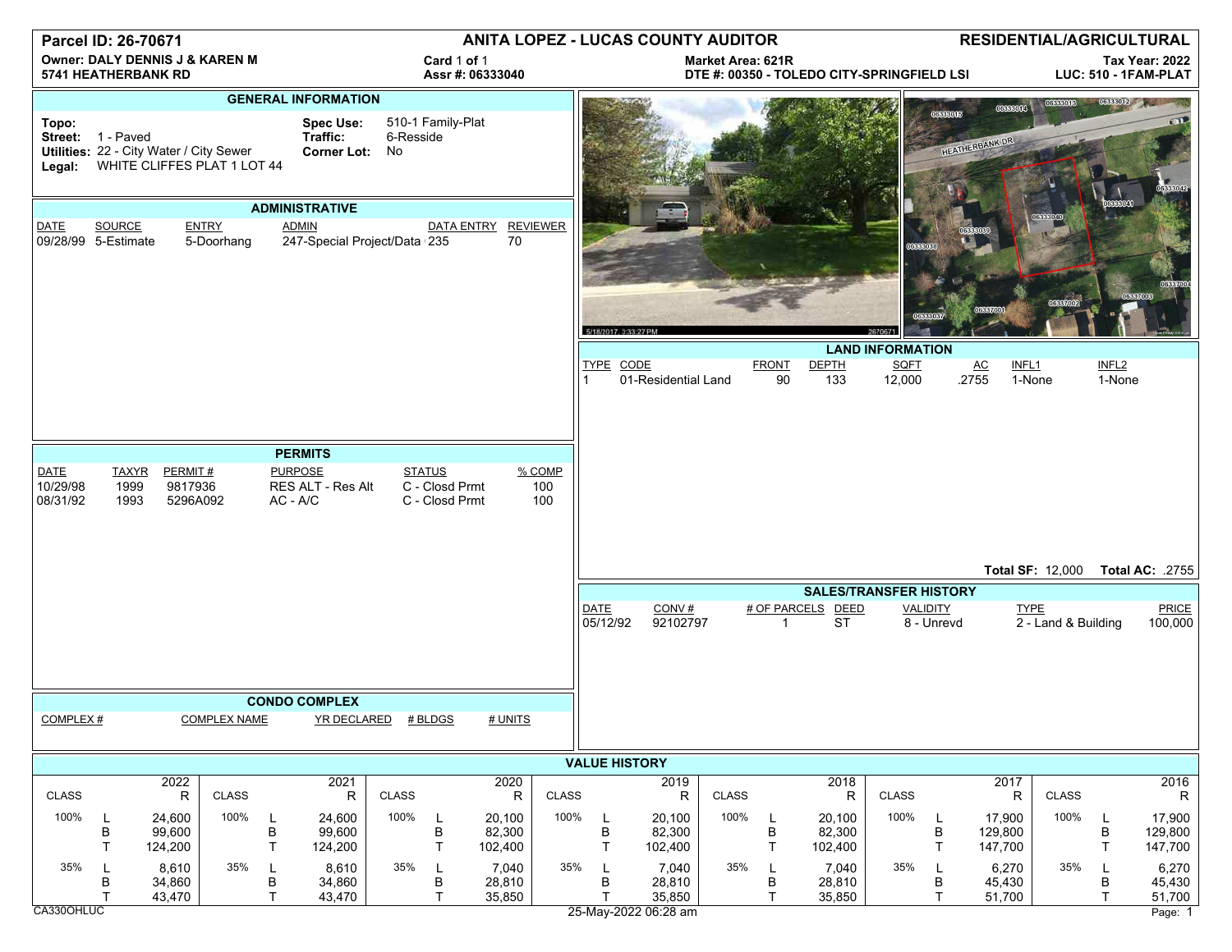# Parcel ID: 26-70671

**ANITA LOPEZ - LUCAS COUNTY AUDITOR** — **RESIDENTIAL/AGRICULTURAL**

**Owner: DALY DENNIS J & KAREN M**
**5741 HEATHERBANK RD**

Card 1 of 1
**Assr #: 06333040**

**Market Area: 621R**
**DTE #: 00350 - TOLEDO CITY-SPRINGFIELD LSI**

**Tax Year: 2022**
**LUC: 510 - 1FAM-PLAT**

## GENERAL INFORMATION

**Topo:**
**Street:** 1 - Paved
**Utilities:** 22 - City Water / City Sewer
**Legal:** WHITE CLIFFES PLAT 1 LOT 44

**Spec Use:** 510-1 Family-Plat
**Traffic:** 6-Resside
**Corner Lot:** No

## ADMINISTRATIVE

| DATE | SOURCE | ENTRY | ADMIN | DATA ENTRY | REVIEWER |
|---|---|---|---|---|---|
| 09/28/99 | 5-Estimate | 5-Doorhang | 247-Special Project/Data | 235 | 70 |

## PERMITS

| DATE | TAXYR | PERMIT # | PURPOSE | STATUS | % COMP |
|---|---|---|---|---|---|
| 10/29/98 | 1999 | 9817936 | RES ALT - Res Alt | C - Closd Prmt | 100 |
| 08/31/92 | 1993 | 5296A092 | AC - A/C | C - Closd Prmt | 100 |

## CONDO COMPLEX

| COMPLEX # | COMPLEX NAME | YR DECLARED | # BLDGS | # UNITS |
|---|---|---|---|---|

## LAND INFORMATION

| TYPE | CODE | FRONT | DEPTH | SQFT | AC | INFL1 | INFL2 |
|---|---|---|---|---|---|---|---|
| 1 | 01-Residential Land | 90 | 133 | 12,000 | .2755 | 1-None | 1-None |

**Total SF:** 12,000 **Total AC:** .2755

## SALES/TRANSFER HISTORY

| DATE | CONV # | # OF PARCELS | DEED | VALIDITY | TYPE | PRICE |
|---|---|---|---|---|---|---|
| 05/12/92 | 92102797 | 1 | ST | 8 - Unrevd | 2 - Land & Building | 100,000 |

## VALUE HISTORY

| CLASS | | 2022 R | 2021 R | 2020 R | 2019 R | 2018 R | 2017 R | 2016 R |
|---|---|---|---|---|---|---|---|---|
| 100% | L | 24,600 | 24,600 | 20,100 | 20,100 | 20,100 | 17,900 | 17,900 |
| | B | 99,600 | 99,600 | 82,300 | 82,300 | 82,300 | 129,800 | 129,800 |
| | T | 124,200 | 124,200 | 102,400 | 102,400 | 102,400 | 147,700 | 147,700 |
| 35% | L | 8,610 | 8,610 | 7,040 | 7,040 | 7,040 | 6,270 | 6,270 |
| | B | 34,860 | 34,860 | 28,810 | 28,810 | 28,810 | 45,430 | 45,430 |
| | T | 43,470 | 43,470 | 35,850 | 35,850 | 35,850 | 51,700 | 51,700 |

CA330OHLUC — 25-May-2022 06:28 am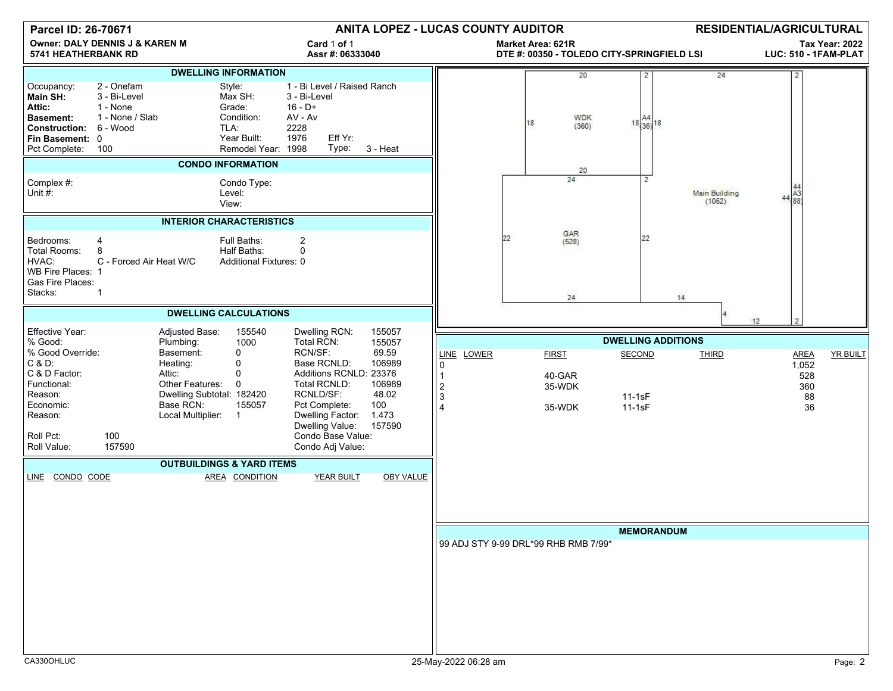**Parcel ID: 26-70671** | **ANITA LOPEZ - LUCAS COUNTY AUDITOR** | **RESIDENTIAL/AGRICULTURAL**

**Owner: DALY DENNIS J & KAREN M**
**5741 HEATHERBANK RD**

**Card** 1 **of** 1
**Assr #: 06333040**

**Market Area: 621R**
**DTE #: 00350 - TOLEDO CITY-SPRINGFIELD LSI**

**Tax Year: 2022**
**LUC: 510 - 1FAM-PLAT**

## DWELLING INFORMATION

| | | | |
|---|---|---|---|
| Occupancy: | 2 - Onefam | Style: | 1 - Bi Level / Raised Ranch |
| **Main SH:** | 3 - Bi-Level | Max SH: | 3 - Bi-Level |
| **Attic:** | 1 - None | Grade: | 16 - D+ |
| **Basement:** | 1 - None / Slab | Condition: | AV - Av |
| **Construction:** | 6 - Wood | TLA: | 2228 |
| **Fin Basement:** | 0 | Year Built: | 1976 Eff Yr: |
| Pct Complete: | 100 | Remodel Year: | 1998 Type: 3 - Heat |

## CONDO INFORMATION

| | | | |
|---|---|---|---|
| Complex #: | | Condo Type: | |
| Unit #: | | Level: | |
| | | View: | |

## INTERIOR CHARACTERISTICS

| | | | |
|---|---|---|---|
| Bedrooms: | 4 | Full Baths: | 2 |
| Total Rooms: | 8 | Half Baths: | 0 |
| HVAC: | C - Forced Air Heat W/C | Additional Fixtures: | 0 |
| WB Fire Places: | 1 | | |
| Gas Fire Places: | | | |
| Stacks: | 1 | | |

## DWELLING CALCULATIONS

| | | | | | |
|---|---|---|---|---|---|
| Effective Year: | | Adjusted Base: | 155540 | Dwelling RCN: | 155057 |
| % Good: | | Plumbing: | 1000 | Total RCN: | 155057 |
| % Good Override: | | Basement: | 0 | RCN/SF: | 69.59 |
| C & D: | | Heating: | 0 | Base RCNLD: | 106989 |
| C & D Factor: | | Attic: | 0 | Additions RCNLD: | 23376 |
| Functional: | | Other Features: | 0 | Total RCNLD: | 106989 |
| Reason: | | Dwelling Subtotal: | 182420 | RCNLD/SF: | 48.02 |
| Economic: | | Base RCN: | 155057 | Pct Complete: | 100 |
| Reason: | | Local Multiplier: | 1 | Dwelling Factor: | 1.473 |
| | | | | Dwelling Value: | 157590 |
| Roll Pct: | 100 | | | Condo Base Value: | |
| Roll Value: | 157590 | | | Condo Adj Value: | |

## OUTBUILDINGS & YARD ITEMS

| LINE | CONDO | CODE | AREA | CONDITION | YEAR BUILT | OBY VALUE |
|---|---|---|---|---|---|---|

WDK (360)
A4 (36)
Main Building (1052)
A3 (88)
GAR (528)
20, 2, 24, 2, 18, 18, 18, 20, 24, 2, 44, 44, 22, 22, 24, 14, 4, 12, 2

## DWELLING ADDITIONS

| LINE | LOWER | FIRST | SECOND | THIRD | AREA | YR BUILT |
|---|---|---|---|---|---|---|
| 0 | | | | | 1,052 | |
| 1 | | 40-GAR | | | 528 | |
| 2 | | 35-WDK | | | 360 | |
| 3 | | | 11-1sF | | 88 | |
| 4 | | 35-WDK | 11-1sF | | 36 | |

## MEMORANDUM

99 ADJ STY 9-99 DRL*99 RHB RMB 7/99*

CA330OHLUC 25-May-2022 06:28 am